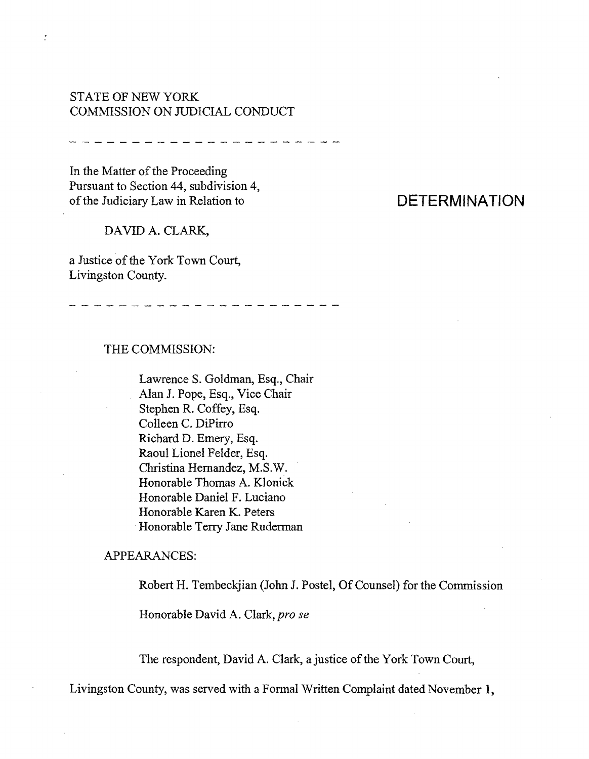STATE OF NEW YORK
COMMISSION ON JUDICIAL CONDUCT

---

In the Matter of the Proceeding
Pursuant to Section 44, subdivision 4,
of the Judiciary Law in Relation to

DAVID A. CLARK,

a Justice of the York Town Court,
Livingston County.

# DETERMINATION

---

THE COMMISSION:

Lawrence S. Goldman, Esq., Chair
Alan J. Pope, Esq., Vice Chair
Stephen R. Coffey, Esq.
Colleen C. DiPirro
Richard D. Emery, Esq.
Raoul Lionel Felder, Esq.
Christina Hernandez, M.S.W.
Honorable Thomas A. Klonick
Honorable Daniel F. Luciano
Honorable Karen K. Peters
Honorable Terry Jane Ruderman

APPEARANCES:

Robert H. Tembeckjian (John J. Postel, Of Counsel) for the Commission

Honorable David A. Clark, *pro se*

The respondent, David A. Clark, a justice of the York Town Court, Livingston County, was served with a Formal Written Complaint dated November 1,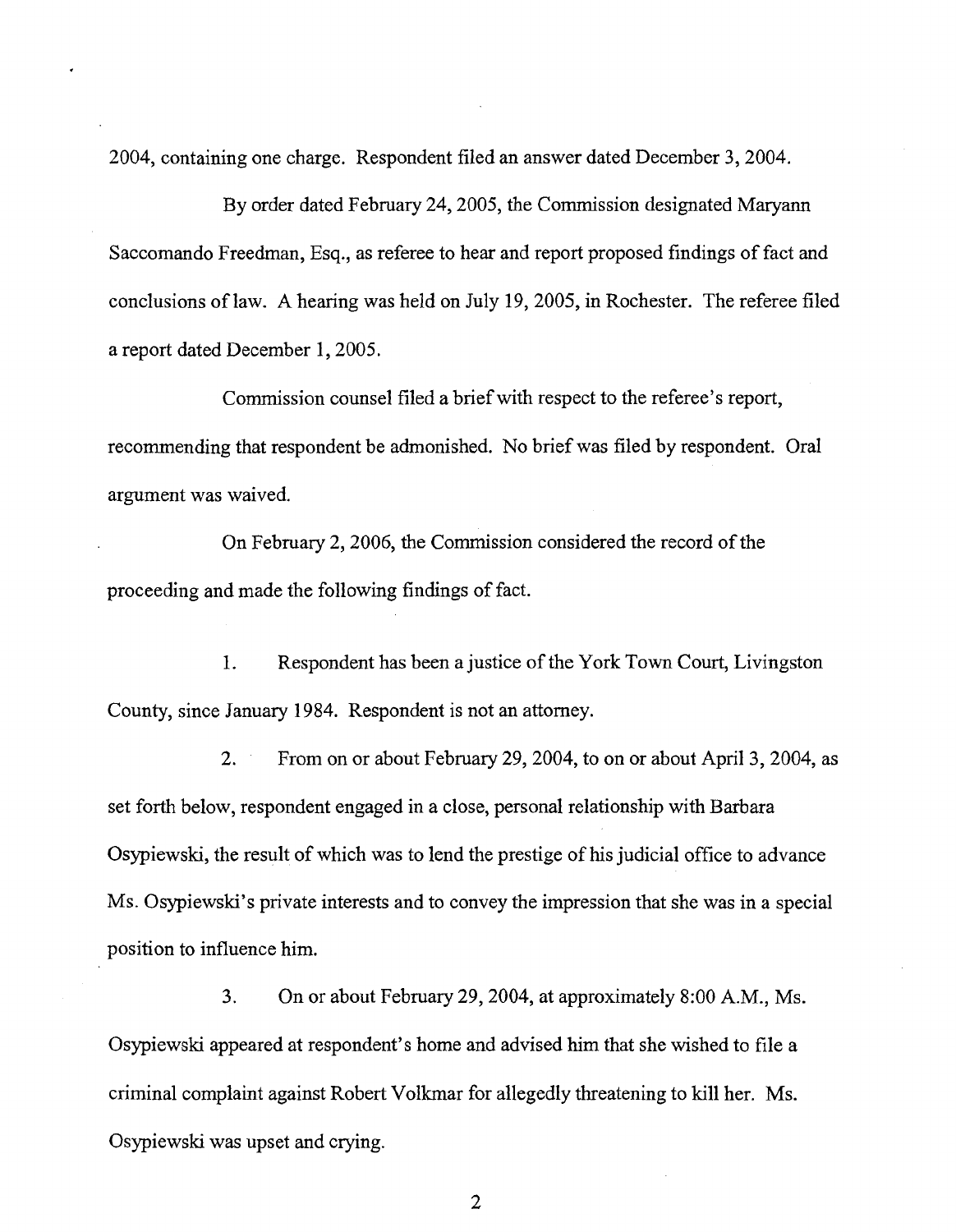2004, containing one charge. Respondent filed an answer dated December 3, 2004.

By order dated February 24, 2005, the Commission designated Maryann Saccomando Freedman, Esq., as referee to hear and report proposed findings of fact and conclusions of law. A hearing was held on July 19, 2005, in Rochester. The referee filed a report dated December 1, 2005.

Commission counsel filed a brief with respect to the referee's report, recommending that respondent be admonished. No brief was filed by respondent. Oral argument was waived.

On February 2, 2006, the Commission considered the record of the proceeding and made the following findings of fact.

1. Respondent has been a justice of the York Town Court, Livingston County, since January 1984. Respondent is not an attorney.

2. From on or about February 29, 2004, to on or about April 3, 2004, as set forth below, respondent engaged in a close, personal relationship with Barbara Osypiewski, the result of which was to lend the prestige of his judicial office to advance Ms. Osypiewski's private interests and to convey the impression that she was in a special position to influence him.

3. On or about February 29, 2004, at approximately 8:00 A.M., Ms. Osypiewski appeared at respondent's home and advised him that she wished to file a criminal complaint against Robert Volkmar for allegedly threatening to kill her. Ms. Osypiewski was upset and crying.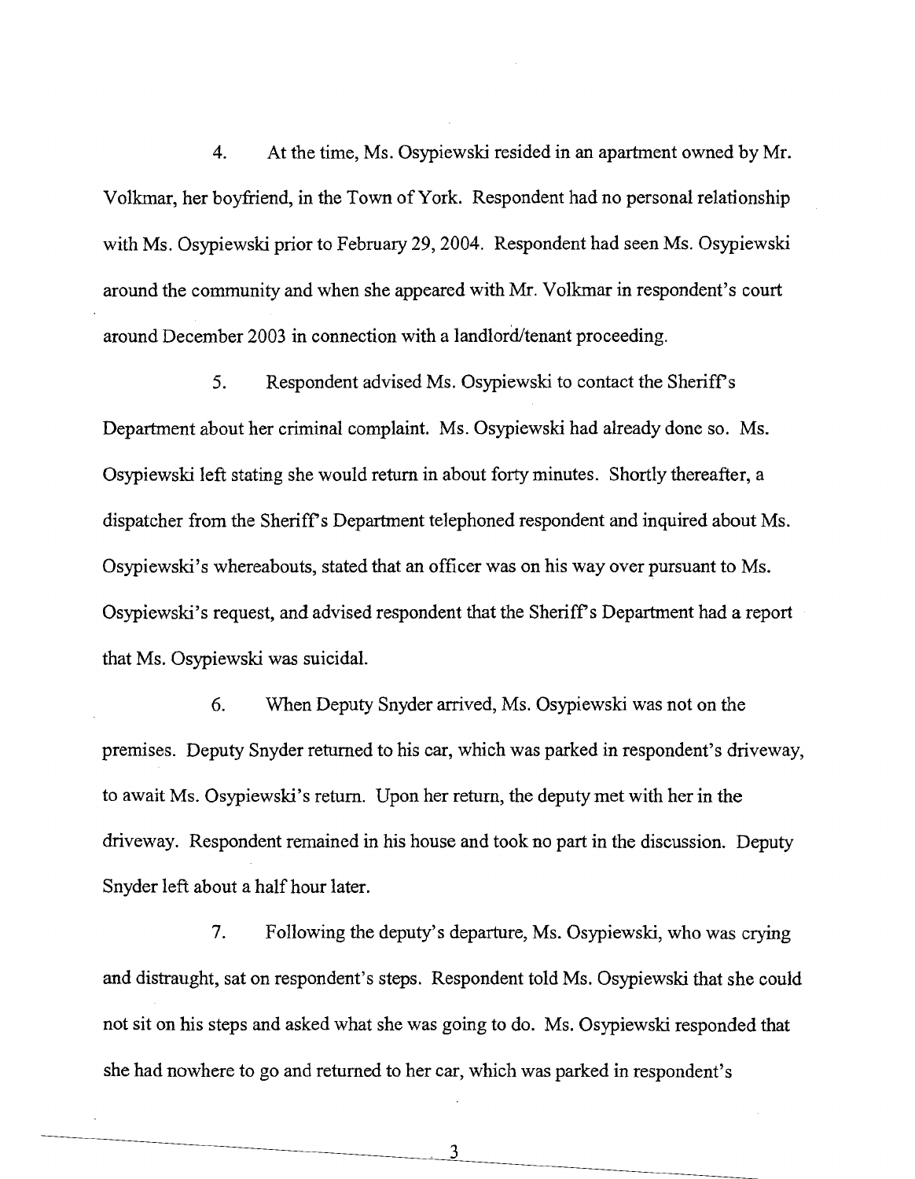4. At the time, Ms. Osypiewski resided in an apartment owned by Mr. Volkmar, her boyfriend, in the Town of York. Respondent had no personal relationship with Ms. Osypiewski prior to February 29, 2004. Respondent had seen Ms. Osypiewski around the community and when she appeared with Mr. Volkmar in respondent's court around December 2003 in connection with a landlord/tenant proceeding.

5. Respondent advised Ms. Osypiewski to contact the Sheriff's Department about her criminal complaint. Ms. Osypiewski had already done so. Ms. Osypiewski left stating she would return in about forty minutes. Shortly thereafter, a dispatcher from the Sheriff's Department telephoned respondent and inquired about Ms. Osypiewski's whereabouts, stated that an officer was on his way over pursuant to Ms. Osypiewski's request, and advised respondent that the Sheriff's Department had a report that Ms. Osypiewski was suicidal.

6. When Deputy Snyder arrived, Ms. Osypiewski was not on the premises. Deputy Snyder returned to his car, which was parked in respondent's driveway, to await Ms. Osypiewski's return. Upon her return, the deputy met with her in the driveway. Respondent remained in his house and took no part in the discussion. Deputy Snyder left about a half hour later.

7. Following the deputy's departure, Ms. Osypiewski, who was crying and distraught, sat on respondent's steps. Respondent told Ms. Osypiewski that she could not sit on his steps and asked what she was going to do. Ms. Osypiewski responded that she had nowhere to go and returned to her car, which was parked in respondent's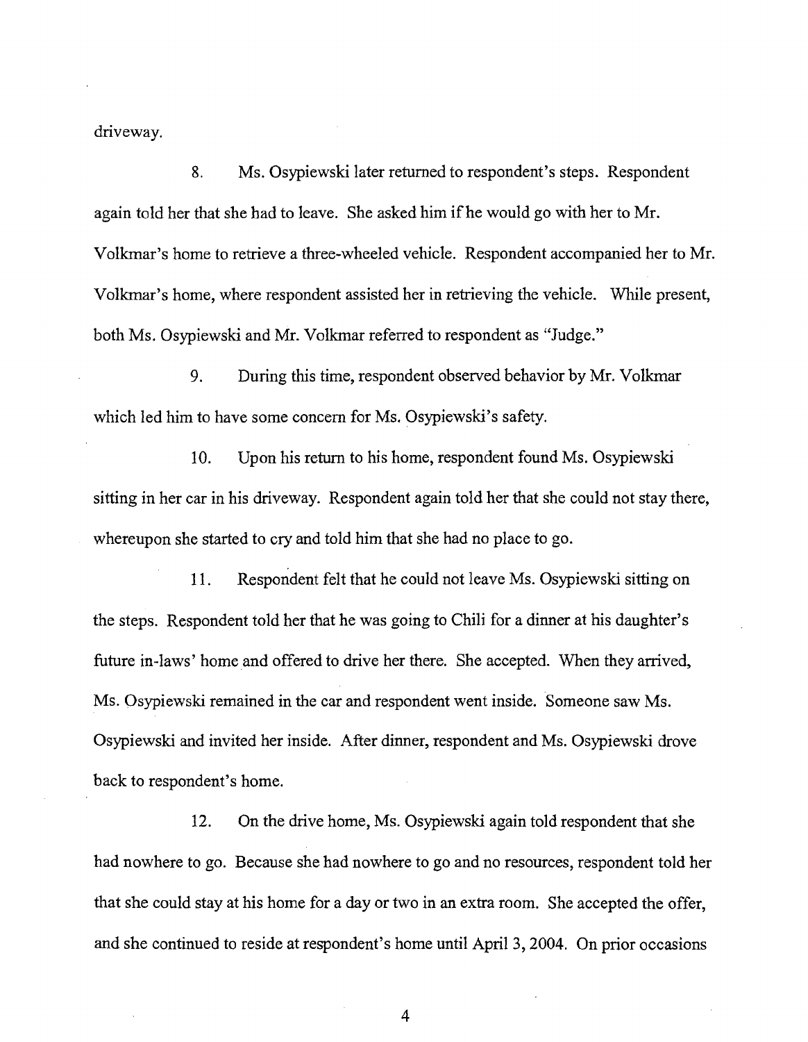driveway.

8. Ms. Osypiewski later returned to respondent's steps. Respondent again told her that she had to leave. She asked him if he would go with her to Mr. Volkmar's home to retrieve a three-wheeled vehicle. Respondent accompanied her to Mr. Volkmar's home, where respondent assisted her in retrieving the vehicle. While present, both Ms. Osypiewski and Mr. Volkmar referred to respondent as "Judge."

9. During this time, respondent observed behavior by Mr. Volkmar which led him to have some concern for Ms. Osypiewski's safety.

10. Upon his return to his home, respondent found Ms. Osypiewski sitting in her car in his driveway. Respondent again told her that she could not stay there, whereupon she started to cry and told him that she had no place to go.

11. Respondent felt that he could not leave Ms. Osypiewski sitting on the steps. Respondent told her that he was going to Chili for a dinner at his daughter's future in-laws' home and offered to drive her there. She accepted. When they arrived, Ms. Osypiewski remained in the car and respondent went inside. Someone saw Ms. Osypiewski and invited her inside. After dinner, respondent and Ms. Osypiewski drove back to respondent's home.

12. On the drive home, Ms. Osypiewski again told respondent that she had nowhere to go. Because she had nowhere to go and no resources, respondent told her that she could stay at his home for a day or two in an extra room. She accepted the offer, and she continued to reside at respondent's home until April 3, 2004. On prior occasions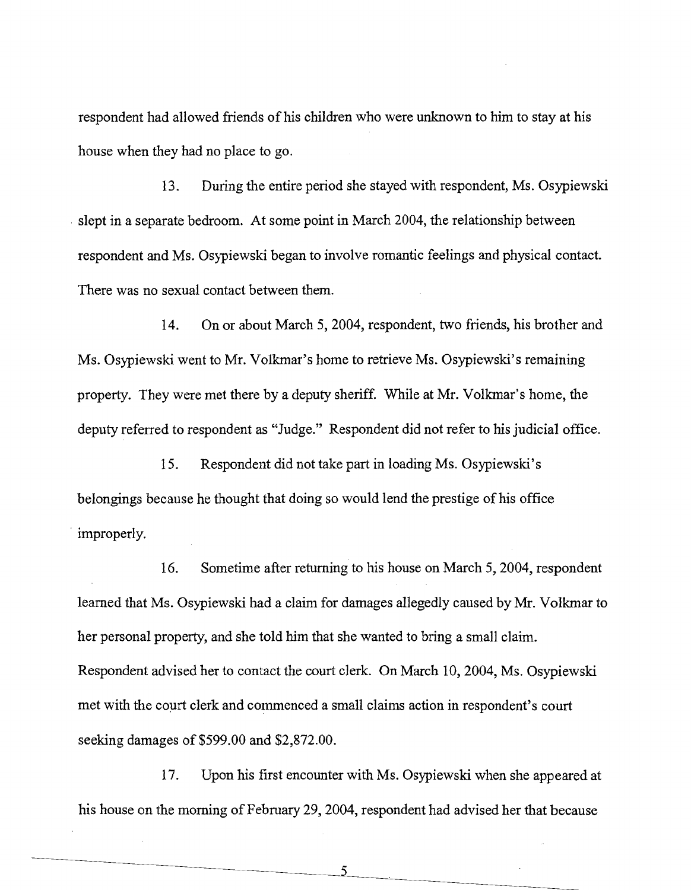respondent had allowed friends of his children who were unknown to him to stay at his house when they had no place to go.

13. During the entire period she stayed with respondent, Ms. Osypiewski slept in a separate bedroom. At some point in March 2004, the relationship between respondent and Ms. Osypiewski began to involve romantic feelings and physical contact. There was no sexual contact between them.

14. On or about March 5, 2004, respondent, two friends, his brother and Ms. Osypiewski went to Mr. Volkmar's home to retrieve Ms. Osypiewski's remaining property. They were met there by a deputy sheriff. While at Mr. Volkmar's home, the deputy referred to respondent as "Judge." Respondent did not refer to his judicial office.

15. Respondent did not take part in loading Ms. Osypiewski's belongings because he thought that doing so would lend the prestige of his office improperly.

16. Sometime after returning to his house on March 5, 2004, respondent learned that Ms. Osypiewski had a claim for damages allegedly caused by Mr. Volkmar to her personal property, and she told him that she wanted to bring a small claim. Respondent advised her to contact the court clerk. On March 10, 2004, Ms. Osypiewski met with the court clerk and commenced a small claims action in respondent's court seeking damages of $599.00 and $2,872.00.

17. Upon his first encounter with Ms. Osypiewski when she appeared at his house on the morning of February 29, 2004, respondent had advised her that because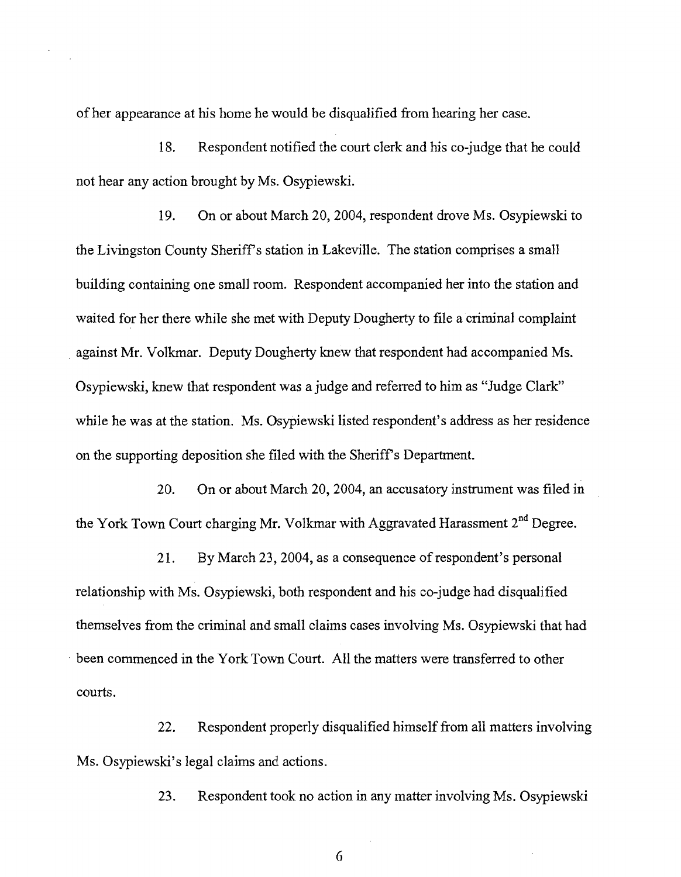of her appearance at his home he would be disqualified from hearing her case.

18. Respondent notified the court clerk and his co-judge that he could not hear any action brought by Ms. Osypiewski.

19. On or about March 20, 2004, respondent drove Ms. Osypiewski to the Livingston County Sheriff's station in Lakeville. The station comprises a small building containing one small room. Respondent accompanied her into the station and waited for her there while she met with Deputy Dougherty to file a criminal complaint against Mr. Volkmar. Deputy Dougherty knew that respondent had accompanied Ms. Osypiewski, knew that respondent was a judge and referred to him as "Judge Clark" while he was at the station. Ms. Osypiewski listed respondent's address as her residence on the supporting deposition she filed with the Sheriff's Department.

20. On or about March 20, 2004, an accusatory instrument was filed in the York Town Court charging Mr. Volkmar with Aggravated Harassment 2nd Degree.

21. By March 23, 2004, as a consequence of respondent's personal relationship with Ms. Osypiewski, both respondent and his co-judge had disqualified themselves from the criminal and small claims cases involving Ms. Osypiewski that had been commenced in the York Town Court. All the matters were transferred to other courts.

22. Respondent properly disqualified himself from all matters involving Ms. Osypiewski's legal claims and actions.

23. Respondent took no action in any matter involving Ms. Osypiewski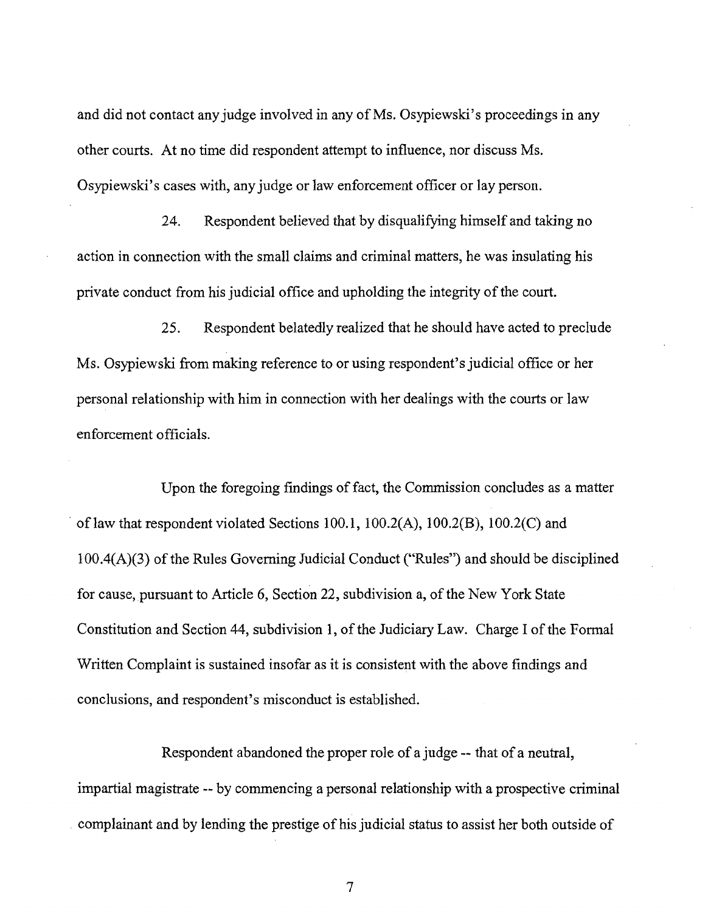and did not contact any judge involved in any of Ms. Osypiewski's proceedings in any other courts. At no time did respondent attempt to influence, nor discuss Ms. Osypiewski's cases with, any judge or law enforcement officer or lay person.

24. Respondent believed that by disqualifying himself and taking no action in connection with the small claims and criminal matters, he was insulating his private conduct from his judicial office and upholding the integrity of the court.

25. Respondent belatedly realized that he should have acted to preclude Ms. Osypiewski from making reference to or using respondent's judicial office or her personal relationship with him in connection with her dealings with the courts or law enforcement officials.

Upon the foregoing findings of fact, the Commission concludes as a matter of law that respondent violated Sections 100.1, 100.2(A), 100.2(B), 100.2(C) and 100.4(A)(3) of the Rules Governing Judicial Conduct ("Rules") and should be disciplined for cause, pursuant to Article 6, Section 22, subdivision a, of the New York State Constitution and Section 44, subdivision 1, of the Judiciary Law. Charge I of the Formal Written Complaint is sustained insofar as it is consistent with the above findings and conclusions, and respondent's misconduct is established.

Respondent abandoned the proper role of a judge -- that of a neutral, impartial magistrate -- by commencing a personal relationship with a prospective criminal complainant and by lending the prestige of his judicial status to assist her both outside of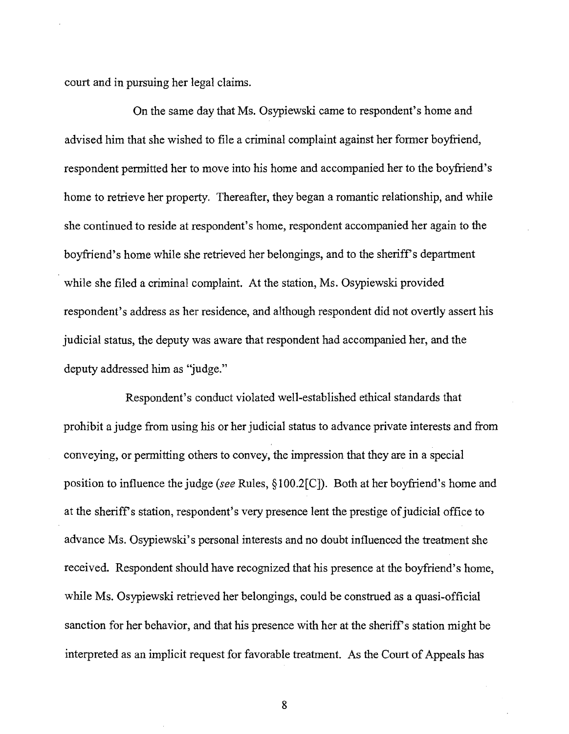court and in pursuing her legal claims.

On the same day that Ms. Osypiewski came to respondent's home and advised him that she wished to file a criminal complaint against her former boyfriend, respondent permitted her to move into his home and accompanied her to the boyfriend's home to retrieve her property. Thereafter, they began a romantic relationship, and while she continued to reside at respondent's home, respondent accompanied her again to the boyfriend's home while she retrieved her belongings, and to the sheriff's department while she filed a criminal complaint. At the station, Ms. Osypiewski provided respondent's address as her residence, and although respondent did not overtly assert his judicial status, the deputy was aware that respondent had accompanied her, and the deputy addressed him as "judge."

Respondent's conduct violated well-established ethical standards that prohibit a judge from using his or her judicial status to advance private interests and from conveying, or permitting others to convey, the impression that they are in a special position to influence the judge (*see* Rules, §100.2[C]). Both at her boyfriend's home and at the sheriff's station, respondent's very presence lent the prestige of judicial office to advance Ms. Osypiewski's personal interests and no doubt influenced the treatment she received. Respondent should have recognized that his presence at the boyfriend's home, while Ms. Osypiewski retrieved her belongings, could be construed as a quasi-official sanction for her behavior, and that his presence with her at the sheriff's station might be interpreted as an implicit request for favorable treatment. As the Court of Appeals has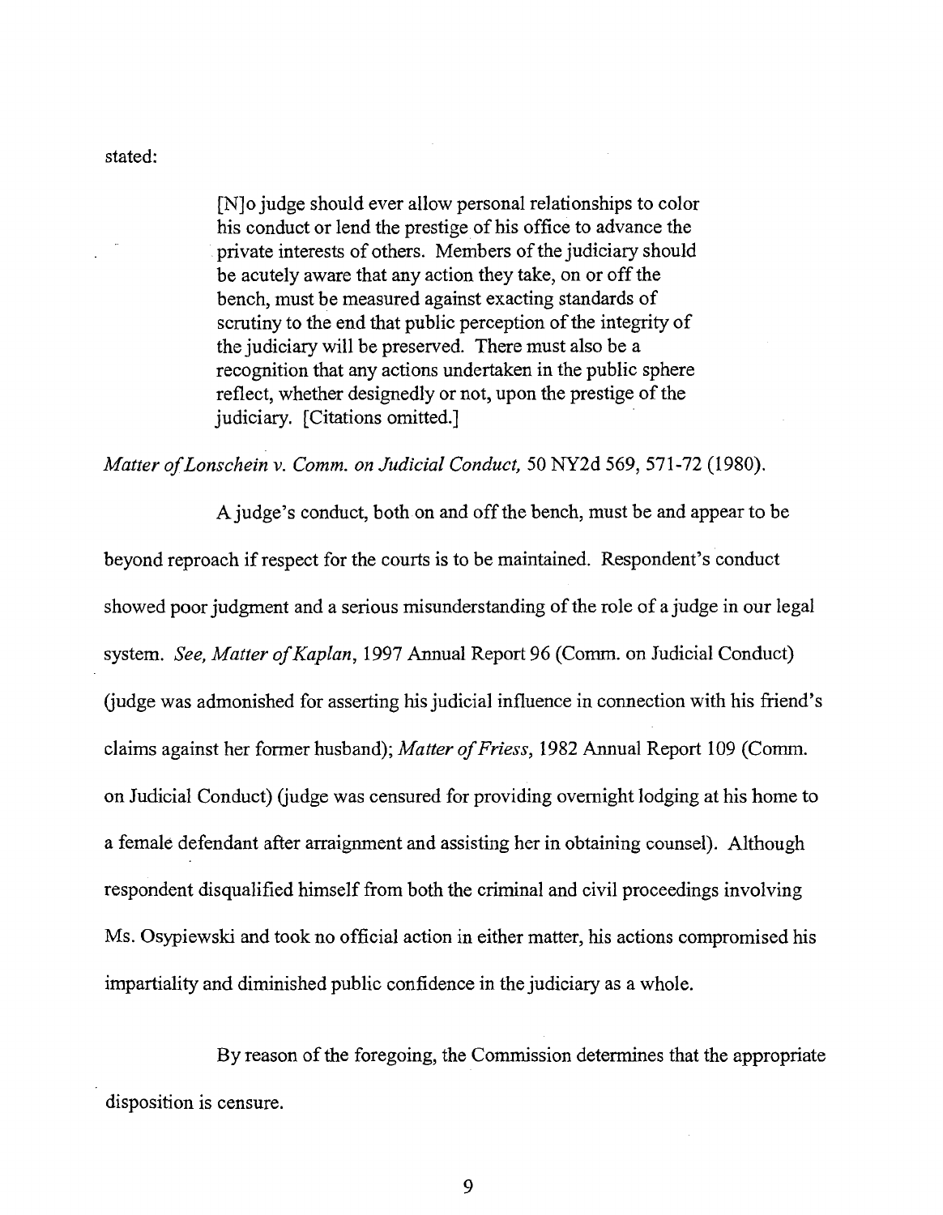stated:

> [N]o judge should ever allow personal relationships to color his conduct or lend the prestige of his office to advance the private interests of others. Members of the judiciary should be acutely aware that any action they take, on or off the bench, must be measured against exacting standards of scrutiny to the end that public perception of the integrity of the judiciary will be preserved. There must also be a recognition that any actions undertaken in the public sphere reflect, whether designedly or not, upon the prestige of the judiciary. [Citations omitted.]

*Matter of Lonschein v. Comm. on Judicial Conduct,* 50 NY2d 569, 571-72 (1980).

A judge's conduct, both on and off the bench, must be and appear to be beyond reproach if respect for the courts is to be maintained. Respondent's conduct showed poor judgment and a serious misunderstanding of the role of a judge in our legal system. *See, Matter of Kaplan*, 1997 Annual Report 96 (Comm. on Judicial Conduct) (judge was admonished for asserting his judicial influence in connection with his friend's claims against her former husband); *Matter of Friess*, 1982 Annual Report 109 (Comm. on Judicial Conduct) (judge was censured for providing overnight lodging at his home to a female defendant after arraignment and assisting her in obtaining counsel). Although respondent disqualified himself from both the criminal and civil proceedings involving Ms. Osypiewski and took no official action in either matter, his actions compromised his impartiality and diminished public confidence in the judiciary as a whole.

By reason of the foregoing, the Commission determines that the appropriate disposition is censure.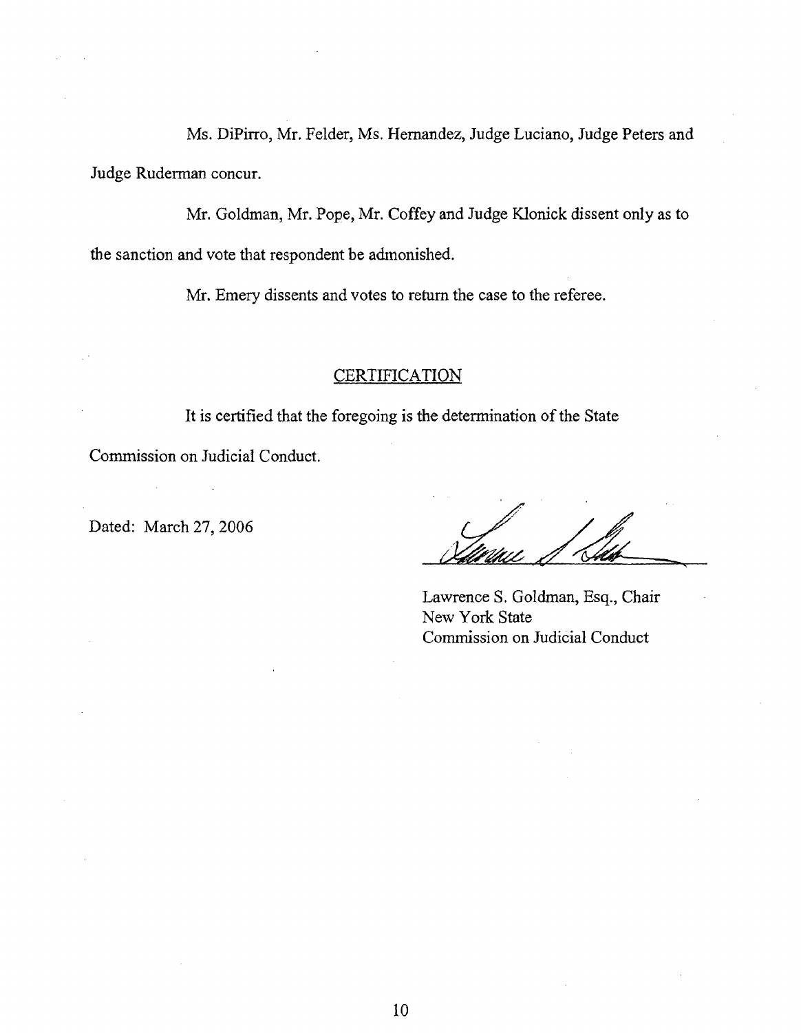Ms. DiPirro, Mr. Felder, Ms. Hernandez, Judge Luciano, Judge Peters and Judge Ruderman concur.

Mr. Goldman, Mr. Pope, Mr. Coffey and Judge Klonick dissent only as to the sanction and vote that respondent be admonished.

Mr. Emery dissents and votes to return the case to the referee.

## CERTIFICATION

It is certified that the foregoing is the determination of the State Commission on Judicial Conduct.

Dated: March 27, 2006

Lawrence S. Goldman, Esq., Chair
New York State
Commission on Judicial Conduct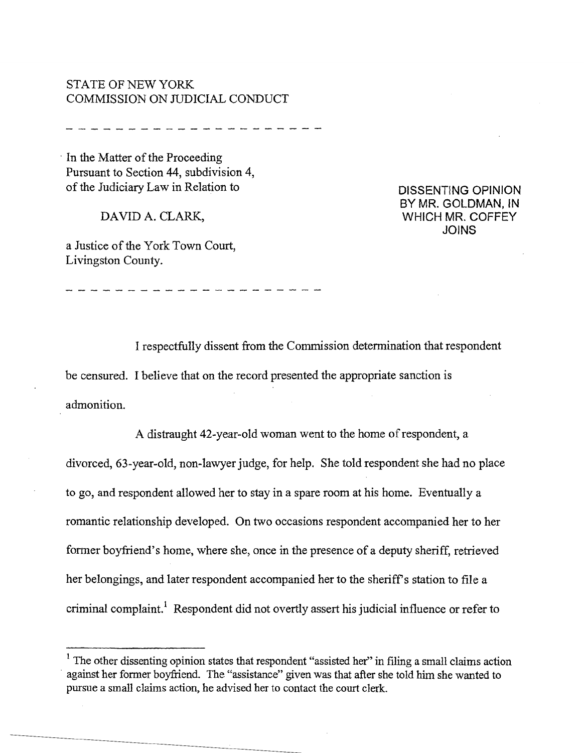STATE OF NEW YORK
COMMISSION ON JUDICIAL CONDUCT

---

In the Matter of the Proceeding Pursuant to Section 44, subdivision 4, of the Judiciary Law in Relation to

DAVID A. CLARK,

a Justice of the York Town Court, Livingston County.

---

**DISSENTING OPINION BY MR. GOLDMAN, IN WHICH MR. COFFEY JOINS**

I respectfully dissent from the Commission determination that respondent be censured. I believe that on the record presented the appropriate sanction is admonition.

A distraught 42-year-old woman went to the home of respondent, a divorced, 63-year-old, non-lawyer judge, for help. She told respondent she had no place to go, and respondent allowed her to stay in a spare room at his home. Eventually a romantic relationship developed. On two occasions respondent accompanied her to her former boyfriend's home, where she, once in the presence of a deputy sheriff, retrieved her belongings, and later respondent accompanied her to the sheriff's station to file a criminal complaint.[1] Respondent did not overtly assert his judicial influence or refer to

---

[1] The other dissenting opinion states that respondent "assisted her" in filing a small claims action against her former boyfriend. The "assistance" given was that after she told him she wanted to pursue a small claims action, he advised her to contact the court clerk.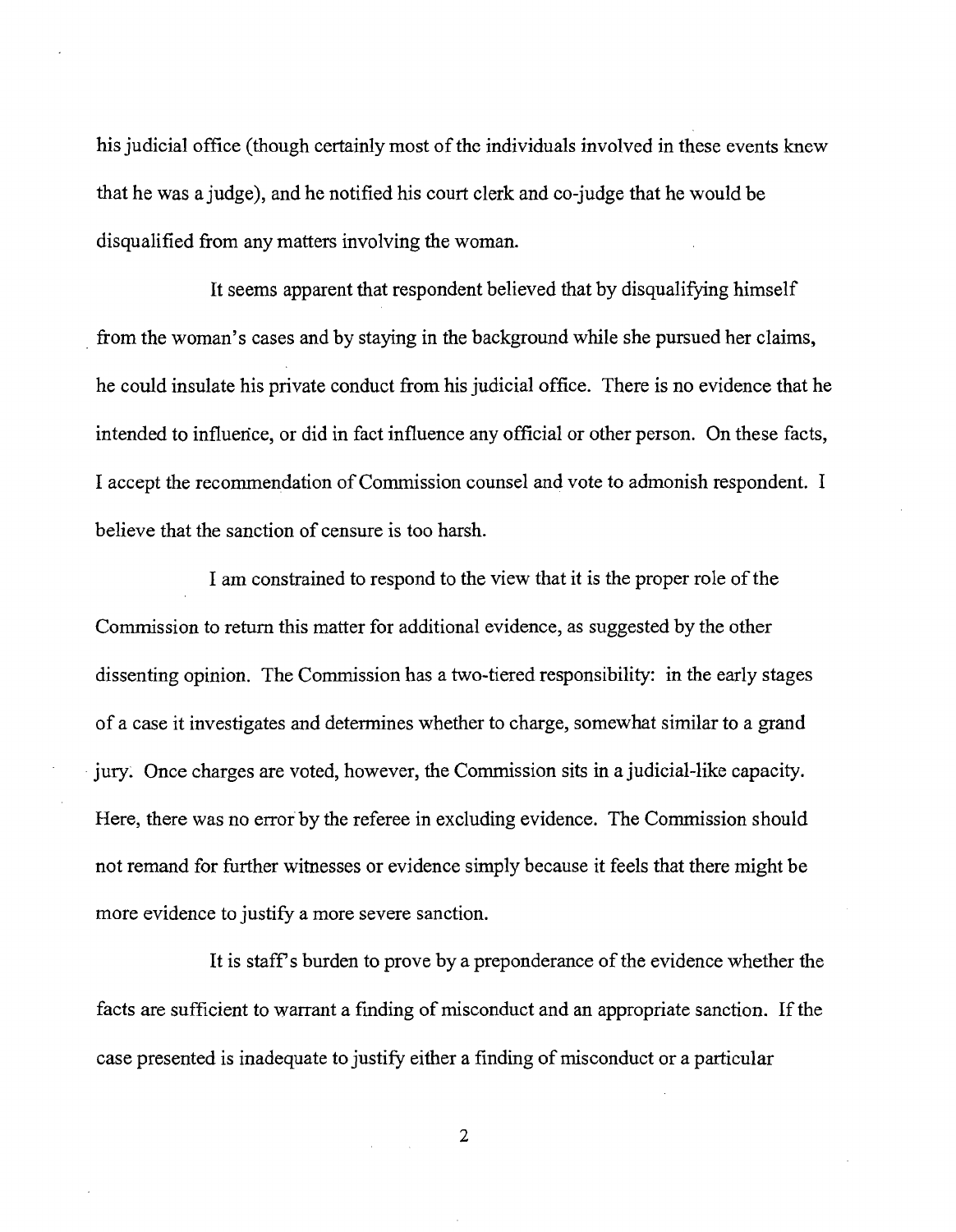his judicial office (though certainly most of the individuals involved in these events knew that he was a judge), and he notified his court clerk and co-judge that he would be disqualified from any matters involving the woman.

It seems apparent that respondent believed that by disqualifying himself from the woman's cases and by staying in the background while she pursued her claims, he could insulate his private conduct from his judicial office. There is no evidence that he intended to influence, or did in fact influence any official or other person. On these facts, I accept the recommendation of Commission counsel and vote to admonish respondent. I believe that the sanction of censure is too harsh.

I am constrained to respond to the view that it is the proper role of the Commission to return this matter for additional evidence, as suggested by the other dissenting opinion. The Commission has a two-tiered responsibility: in the early stages of a case it investigates and determines whether to charge, somewhat similar to a grand jury. Once charges are voted, however, the Commission sits in a judicial-like capacity. Here, there was no error by the referee in excluding evidence. The Commission should not remand for further witnesses or evidence simply because it feels that there might be more evidence to justify a more severe sanction.

It is staff's burden to prove by a preponderance of the evidence whether the facts are sufficient to warrant a finding of misconduct and an appropriate sanction. If the case presented is inadequate to justify either a finding of misconduct or a particular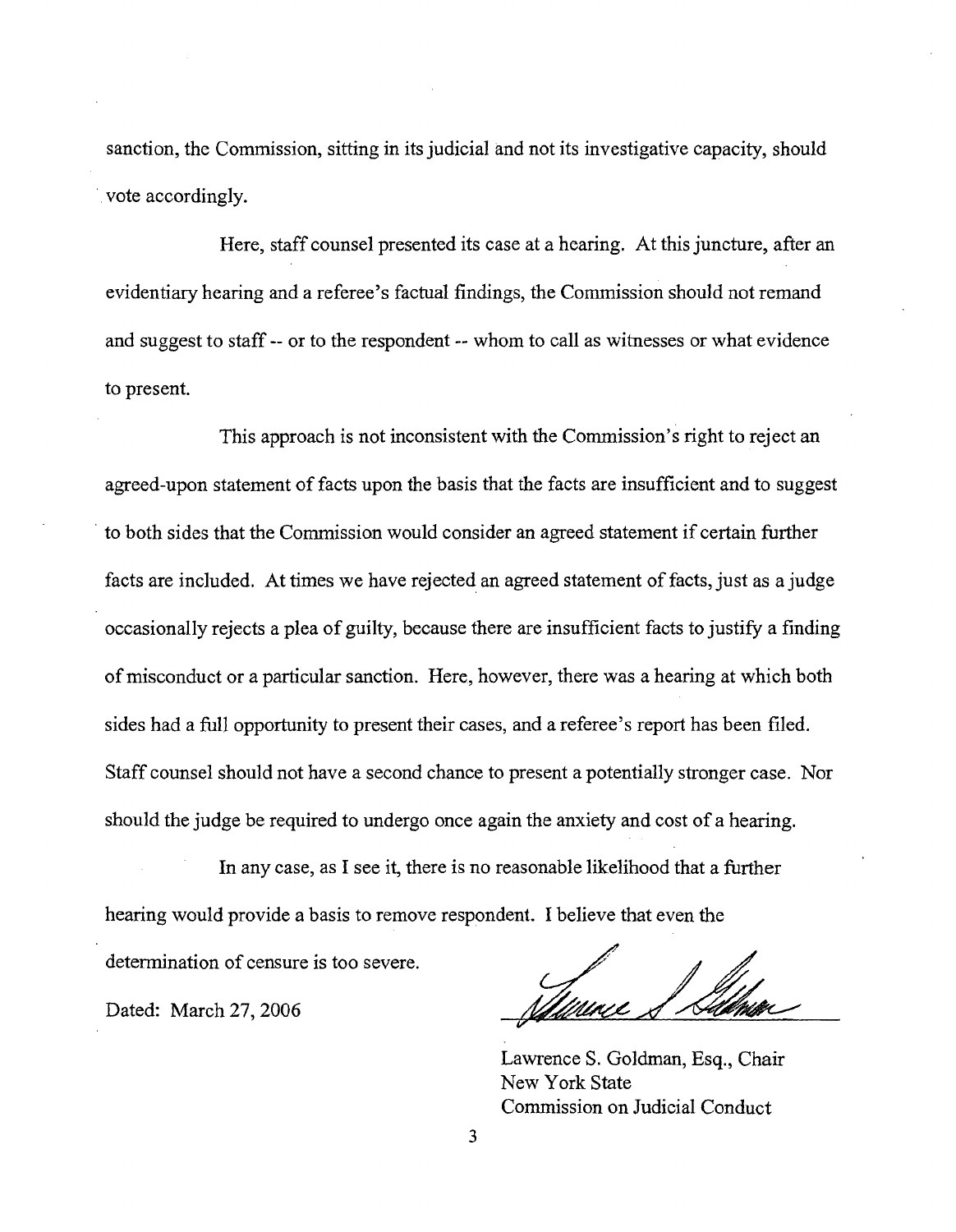sanction, the Commission, sitting in its judicial and not its investigative capacity, should vote accordingly.

Here, staff counsel presented its case at a hearing. At this juncture, after an evidentiary hearing and a referee's factual findings, the Commission should not remand and suggest to staff -- or to the respondent -- whom to call as witnesses or what evidence to present.

This approach is not inconsistent with the Commission's right to reject an agreed-upon statement of facts upon the basis that the facts are insufficient and to suggest to both sides that the Commission would consider an agreed statement if certain further facts are included. At times we have rejected an agreed statement of facts, just as a judge occasionally rejects a plea of guilty, because there are insufficient facts to justify a finding of misconduct or a particular sanction. Here, however, there was a hearing at which both sides had a full opportunity to present their cases, and a referee's report has been filed. Staff counsel should not have a second chance to present a potentially stronger case. Nor should the judge be required to undergo once again the anxiety and cost of a hearing.

In any case, as I see it, there is no reasonable likelihood that a further hearing would provide a basis to remove respondent. I believe that even the determination of censure is too severe.

Dated: March 27, 2006

Lawrence S. Goldman, Esq., Chair
New York State
Commission on Judicial Conduct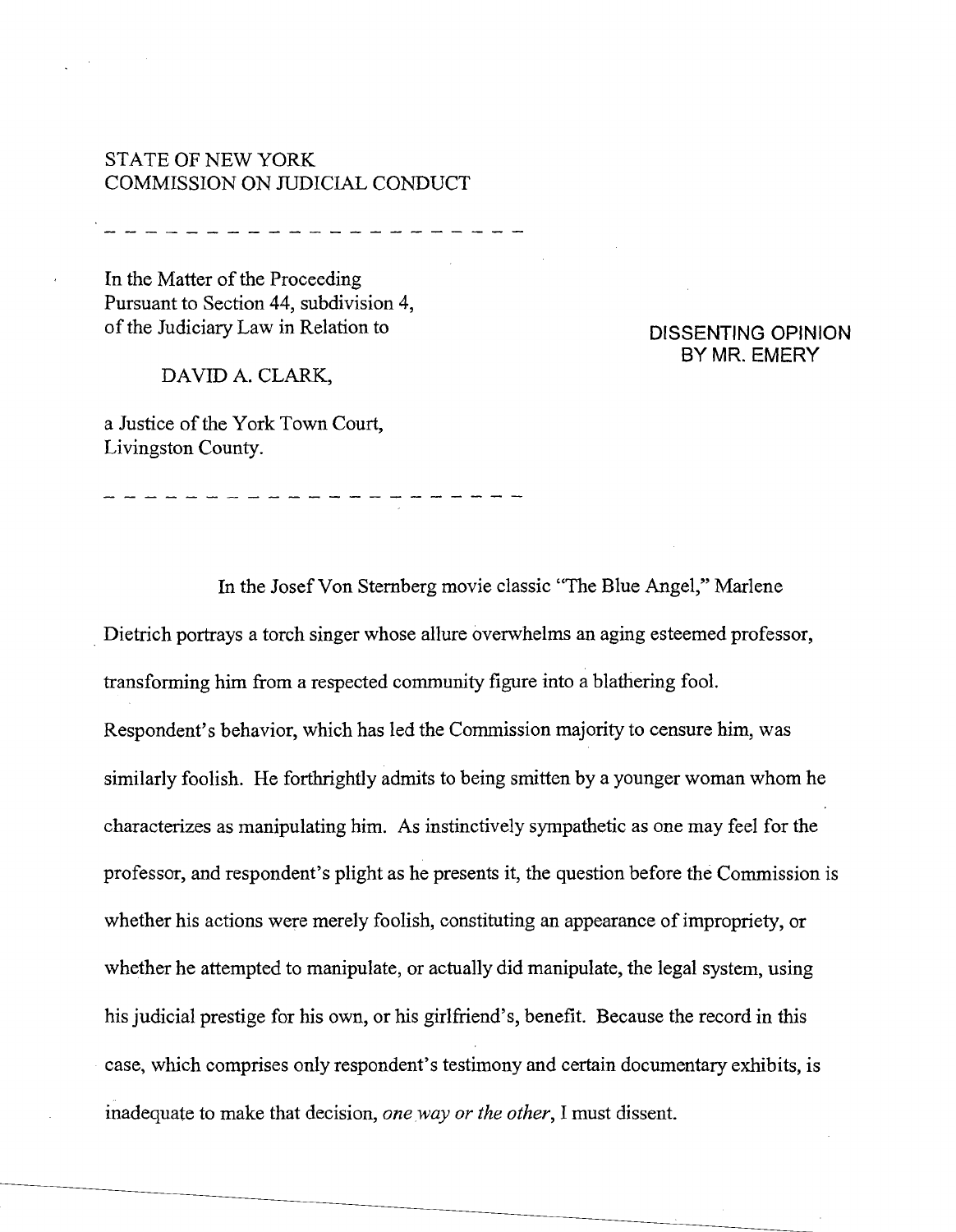STATE OF NEW YORK
COMMISSION ON JUDICIAL CONDUCT

- - - - - - - - - - - - - - - - - - - - - - -

In the Matter of the Proceeding
Pursuant to Section 44, subdivision 4,
of the Judiciary Law in Relation to

DAVID A. CLARK,

a Justice of the York Town Court,
Livingston County.

- - - - - - - - - - - - - - - - - - - - - - -

**DISSENTING OPINION BY MR. EMERY**

In the Josef Von Sternberg movie classic "The Blue Angel," Marlene Dietrich portrays a torch singer whose allure overwhelms an aging esteemed professor, transforming him from a respected community figure into a blathering fool. Respondent's behavior, which has led the Commission majority to censure him, was similarly foolish. He forthrightly admits to being smitten by a younger woman whom he characterizes as manipulating him. As instinctively sympathetic as one may feel for the professor, and respondent's plight as he presents it, the question before the Commission is whether his actions were merely foolish, constituting an appearance of impropriety, or whether he attempted to manipulate, or actually did manipulate, the legal system, using his judicial prestige for his own, or his girlfriend's, benefit. Because the record in this case, which comprises only respondent's testimony and certain documentary exhibits, is inadequate to make that decision, *one way or the other*, I must dissent.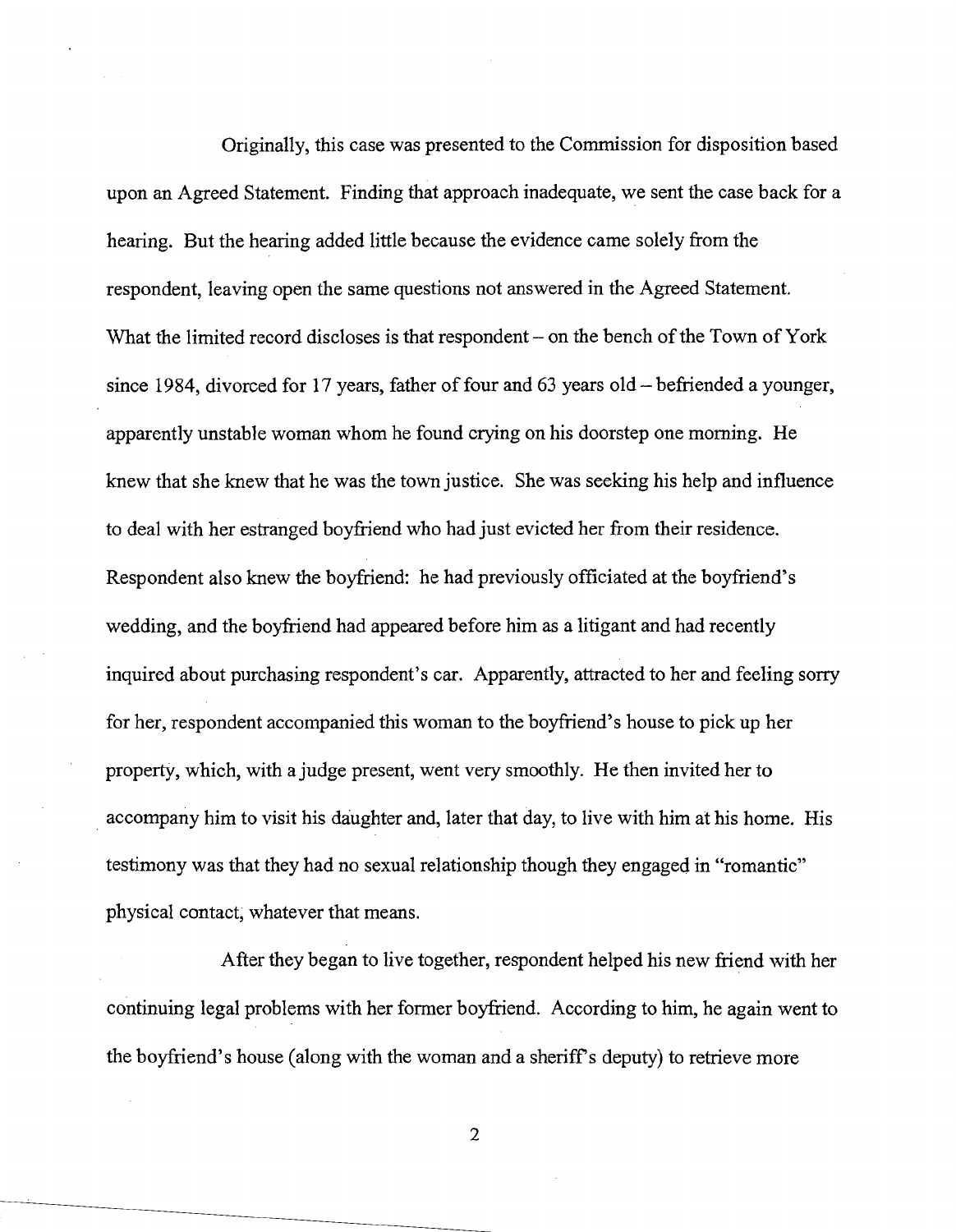Originally, this case was presented to the Commission for disposition based upon an Agreed Statement. Finding that approach inadequate, we sent the case back for a hearing. But the hearing added little because the evidence came solely from the respondent, leaving open the same questions not answered in the Agreed Statement. What the limited record discloses is that respondent – on the bench of the Town of York since 1984, divorced for 17 years, father of four and 63 years old – befriended a younger, apparently unstable woman whom he found crying on his doorstep one morning. He knew that she knew that he was the town justice. She was seeking his help and influence to deal with her estranged boyfriend who had just evicted her from their residence. Respondent also knew the boyfriend: he had previously officiated at the boyfriend's wedding, and the boyfriend had appeared before him as a litigant and had recently inquired about purchasing respondent's car. Apparently, attracted to her and feeling sorry for her, respondent accompanied this woman to the boyfriend's house to pick up her property, which, with a judge present, went very smoothly. He then invited her to accompany him to visit his daughter and, later that day, to live with him at his home. His testimony was that they had no sexual relationship though they engaged in "romantic" physical contact, whatever that means.

After they began to live together, respondent helped his new friend with her continuing legal problems with her former boyfriend. According to him, he again went to the boyfriend's house (along with the woman and a sheriff's deputy) to retrieve more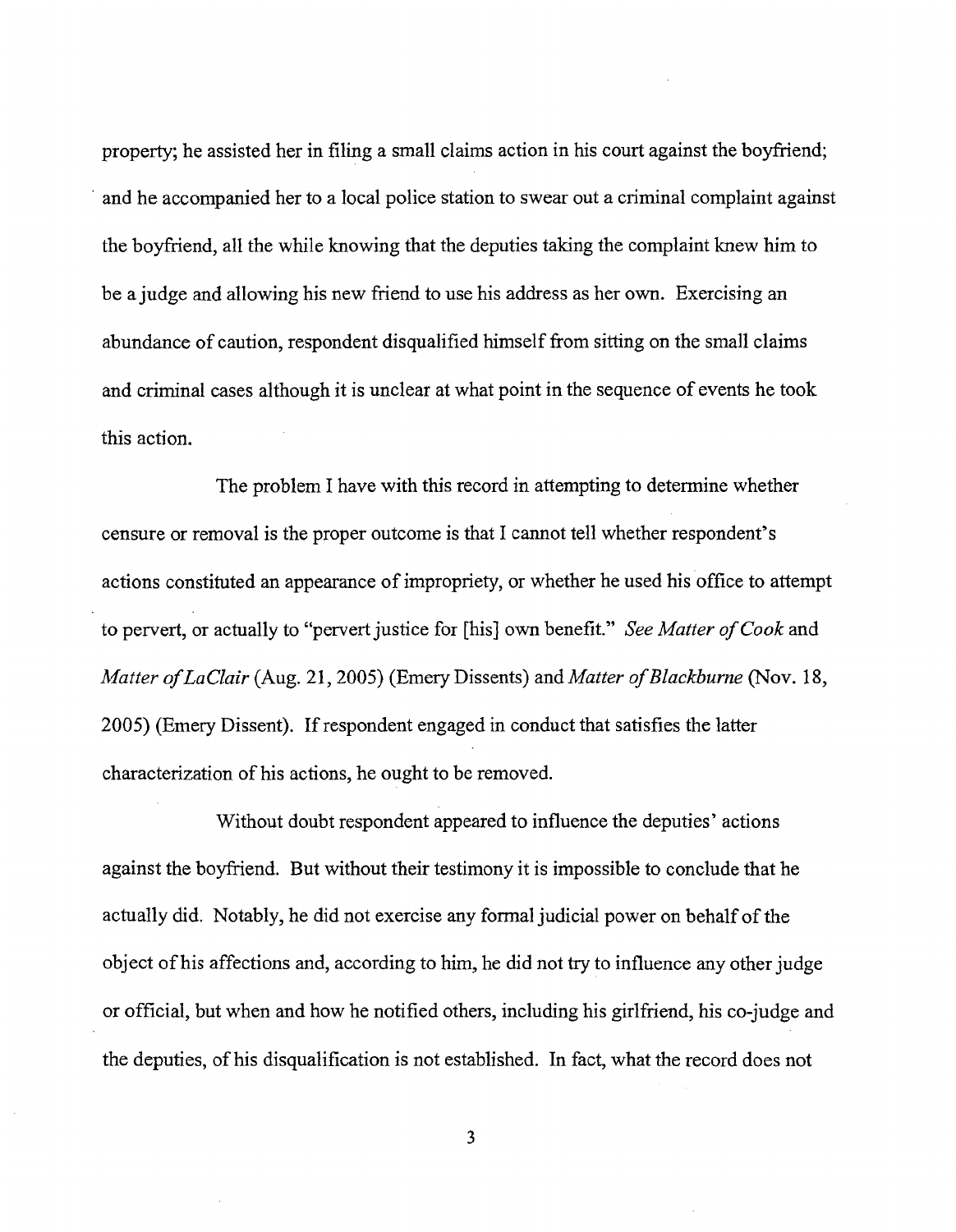property; he assisted her in filing a small claims action in his court against the boyfriend; and he accompanied her to a local police station to swear out a criminal complaint against the boyfriend, all the while knowing that the deputies taking the complaint knew him to be a judge and allowing his new friend to use his address as her own. Exercising an abundance of caution, respondent disqualified himself from sitting on the small claims and criminal cases although it is unclear at what point in the sequence of events he took this action.

The problem I have with this record in attempting to determine whether censure or removal is the proper outcome is that I cannot tell whether respondent's actions constituted an appearance of impropriety, or whether he used his office to attempt to pervert, or actually to "pervert justice for [his] own benefit." *See Matter of Cook* and *Matter of LaClair* (Aug. 21, 2005) (Emery Dissents) and *Matter of Blackburne* (Nov. 18, 2005) (Emery Dissent). If respondent engaged in conduct that satisfies the latter characterization of his actions, he ought to be removed.

Without doubt respondent appeared to influence the deputies' actions against the boyfriend. But without their testimony it is impossible to conclude that he actually did. Notably, he did not exercise any formal judicial power on behalf of the object of his affections and, according to him, he did not try to influence any other judge or official, but when and how he notified others, including his girlfriend, his co-judge and the deputies, of his disqualification is not established. In fact, what the record does not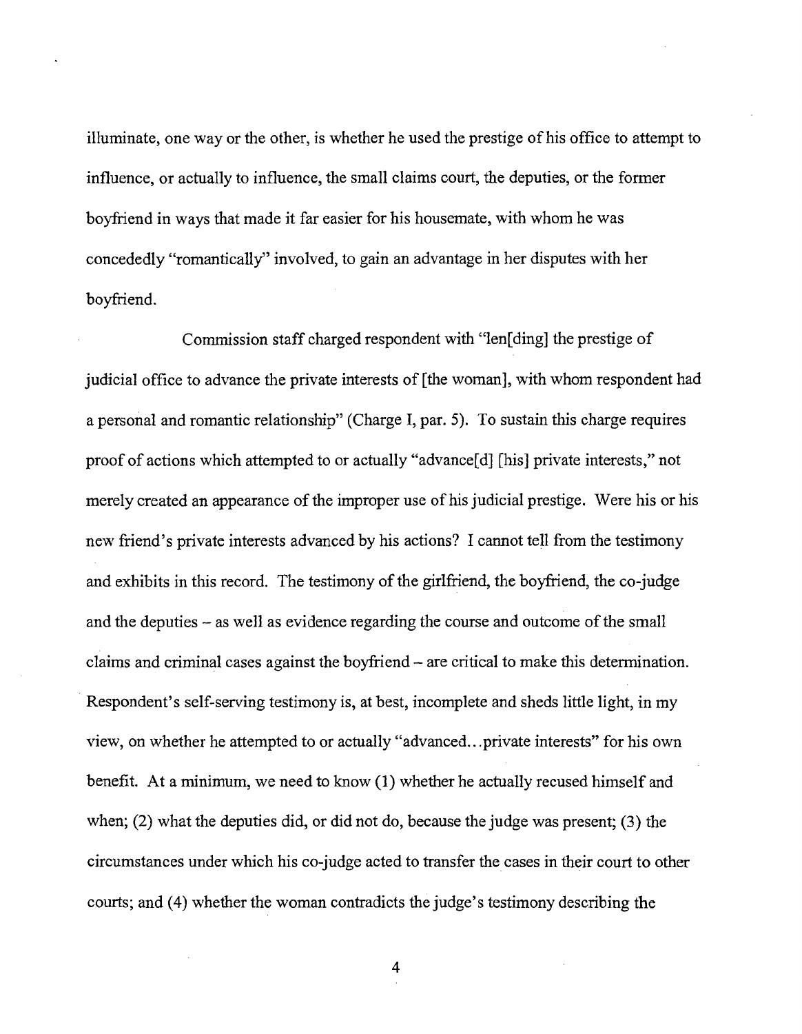illuminate, one way or the other, is whether he used the prestige of his office to attempt to influence, or actually to influence, the small claims court, the deputies, or the former boyfriend in ways that made it far easier for his housemate, with whom he was concededly "romantically" involved, to gain an advantage in her disputes with her boyfriend.

Commission staff charged respondent with "len[ding] the prestige of judicial office to advance the private interests of [the woman], with whom respondent had a personal and romantic relationship" (Charge I, par. 5). To sustain this charge requires proof of actions which attempted to or actually "advance[d] [his] private interests," not merely created an appearance of the improper use of his judicial prestige. Were his or his new friend's private interests advanced by his actions? I cannot tell from the testimony and exhibits in this record. The testimony of the girlfriend, the boyfriend, the co-judge and the deputies – as well as evidence regarding the course and outcome of the small claims and criminal cases against the boyfriend – are critical to make this determination. Respondent's self-serving testimony is, at best, incomplete and sheds little light, in my view, on whether he attempted to or actually "advanced...private interests" for his own benefit. At a minimum, we need to know (1) whether he actually recused himself and when; (2) what the deputies did, or did not do, because the judge was present; (3) the circumstances under which his co-judge acted to transfer the cases in their court to other courts; and (4) whether the woman contradicts the judge's testimony describing the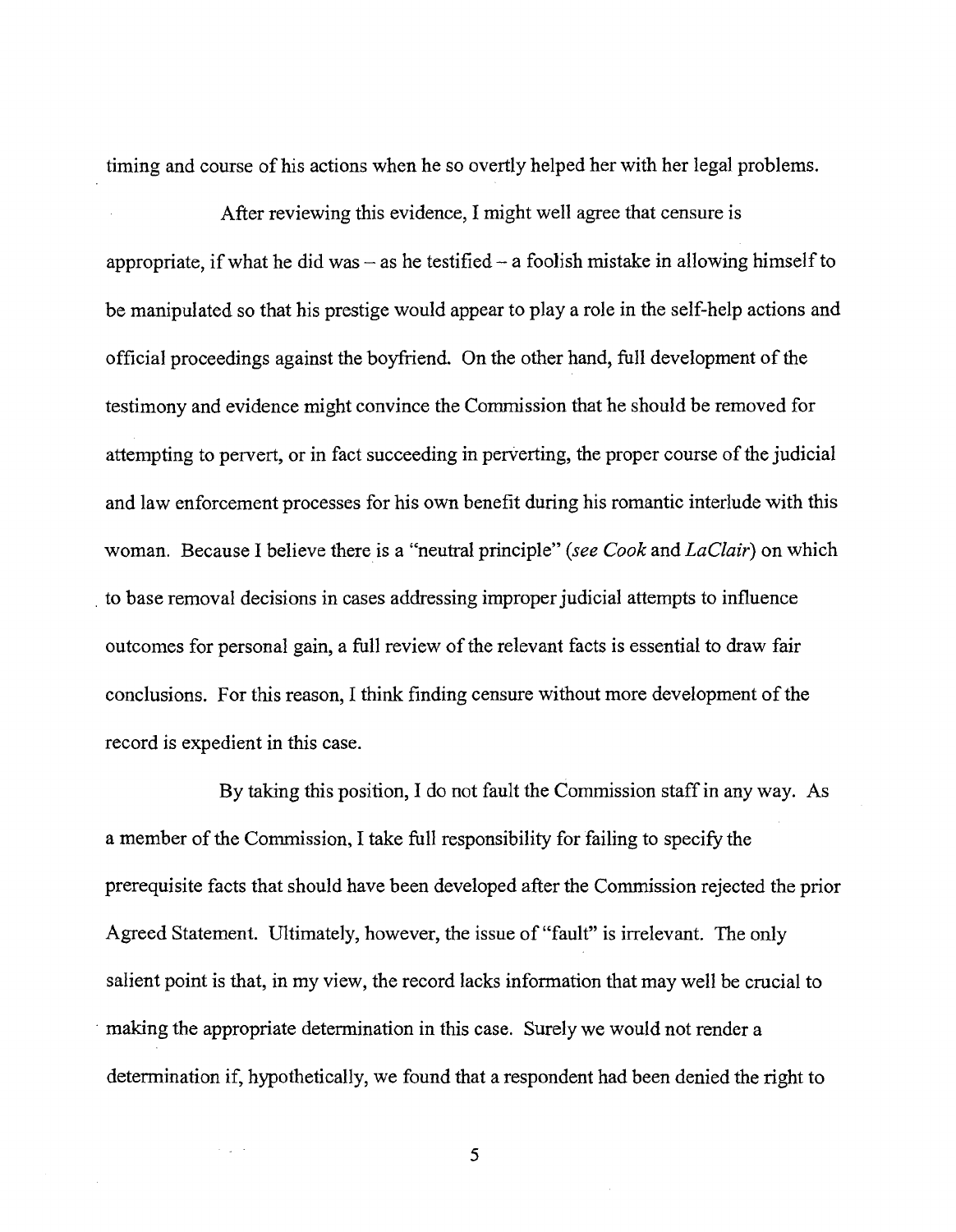timing and course of his actions when he so overtly helped her with her legal problems.

After reviewing this evidence, I might well agree that censure is appropriate, if what he did was – as he testified – a foolish mistake in allowing himself to be manipulated so that his prestige would appear to play a role in the self-help actions and official proceedings against the boyfriend. On the other hand, full development of the testimony and evidence might convince the Commission that he should be removed for attempting to pervert, or in fact succeeding in perverting, the proper course of the judicial and law enforcement processes for his own benefit during his romantic interlude with this woman. Because I believe there is a "neutral principle" (*see Cook* and *LaClair*) on which to base removal decisions in cases addressing improper judicial attempts to influence outcomes for personal gain, a full review of the relevant facts is essential to draw fair conclusions. For this reason, I think finding censure without more development of the record is expedient in this case.

By taking this position, I do not fault the Commission staff in any way. As a member of the Commission, I take full responsibility for failing to specify the prerequisite facts that should have been developed after the Commission rejected the prior Agreed Statement. Ultimately, however, the issue of "fault" is irrelevant. The only salient point is that, in my view, the record lacks information that may well be crucial to making the appropriate determination in this case. Surely we would not render a determination if, hypothetically, we found that a respondent had been denied the right to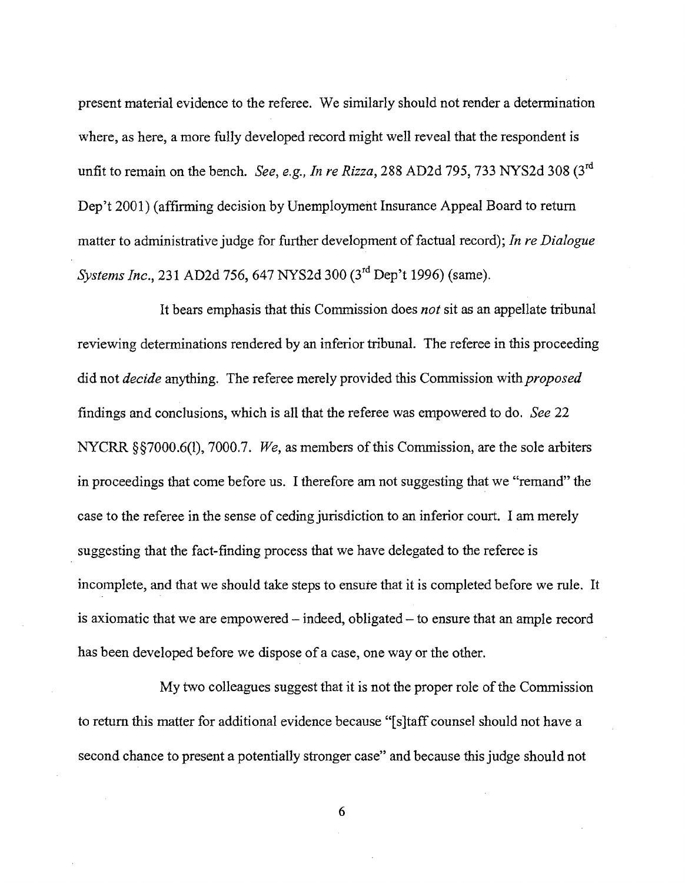present material evidence to the referee. We similarly should not render a determination where, as here, a more fully developed record might well reveal that the respondent is unfit to remain on the bench. *See, e.g., In re Rizza*, 288 AD2d 795, 733 NYS2d 308 (3rd Dep't 2001) (affirming decision by Unemployment Insurance Appeal Board to return matter to administrative judge for further development of factual record); *In re Dialogue Systems Inc.*, 231 AD2d 756, 647 NYS2d 300 (3rd Dep't 1996) (same).

It bears emphasis that this Commission does *not* sit as an appellate tribunal reviewing determinations rendered by an inferior tribunal. The referee in this proceeding did not *decide* anything. The referee merely provided this Commission with *proposed* findings and conclusions, which is all that the referee was empowered to do. *See* 22 NYCRR §§7000.6(l), 7000.7. *We*, as members of this Commission, are the sole arbiters in proceedings that come before us. I therefore am not suggesting that we "remand" the case to the referee in the sense of ceding jurisdiction to an inferior court. I am merely suggesting that the fact-finding process that we have delegated to the referee is incomplete, and that we should take steps to ensure that it is completed before we rule. It is axiomatic that we are empowered – indeed, obligated – to ensure that an ample record has been developed before we dispose of a case, one way or the other.

My two colleagues suggest that it is not the proper role of the Commission to return this matter for additional evidence because "[s]taff counsel should not have a second chance to present a potentially stronger case" and because this judge should not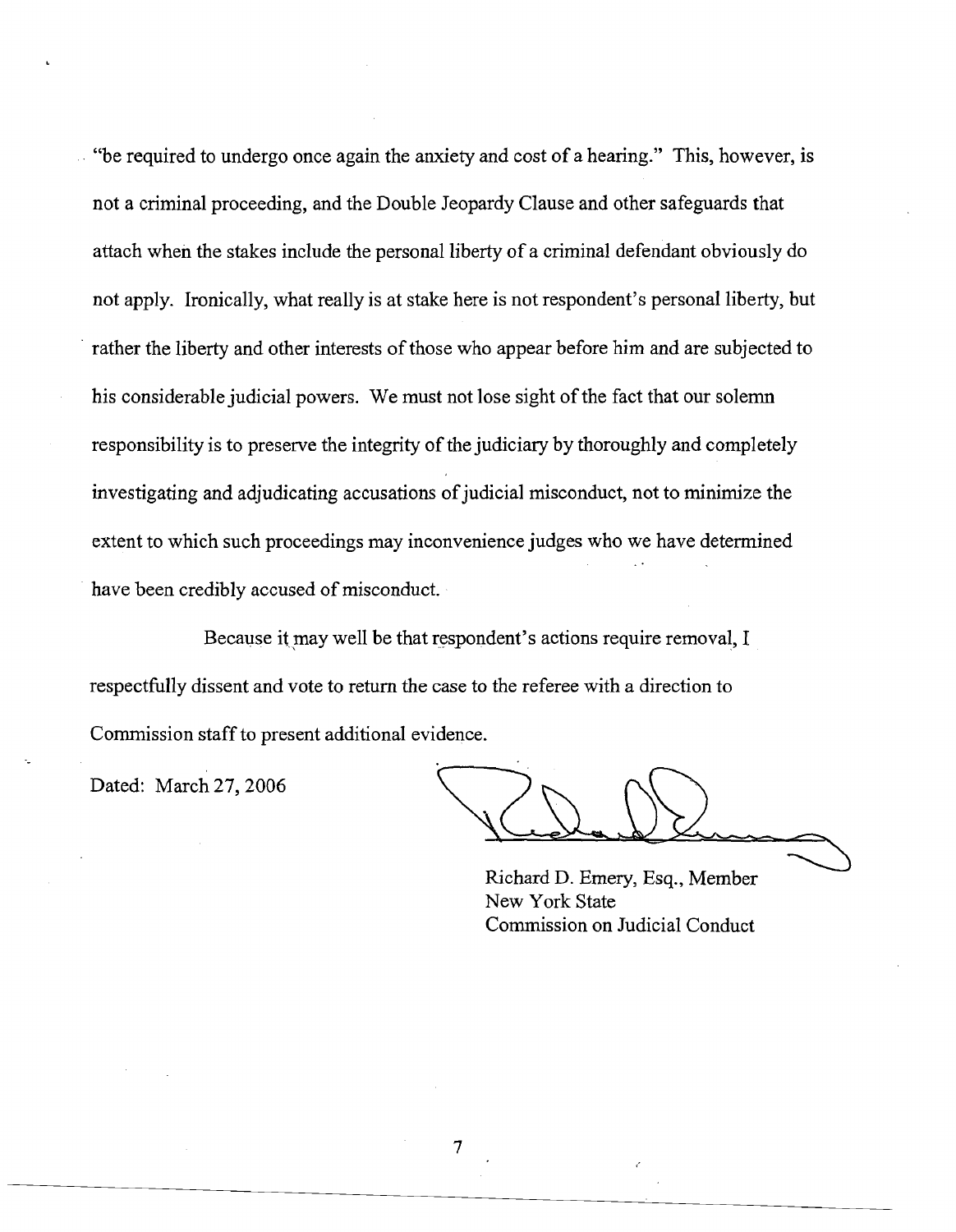"be required to undergo once again the anxiety and cost of a hearing." This, however, is not a criminal proceeding, and the Double Jeopardy Clause and other safeguards that attach when the stakes include the personal liberty of a criminal defendant obviously do not apply. Ironically, what really is at stake here is not respondent's personal liberty, but rather the liberty and other interests of those who appear before him and are subjected to his considerable judicial powers. We must not lose sight of the fact that our solemn responsibility is to preserve the integrity of the judiciary by thoroughly and completely investigating and adjudicating accusations of judicial misconduct, not to minimize the extent to which such proceedings may inconvenience judges who we have determined have been credibly accused of misconduct.

Because it may well be that respondent's actions require removal, I respectfully dissent and vote to return the case to the referee with a direction to Commission staff to present additional evidence.

Dated: March 27, 2006

Richard D. Emery, Esq., Member
New York State
Commission on Judicial Conduct